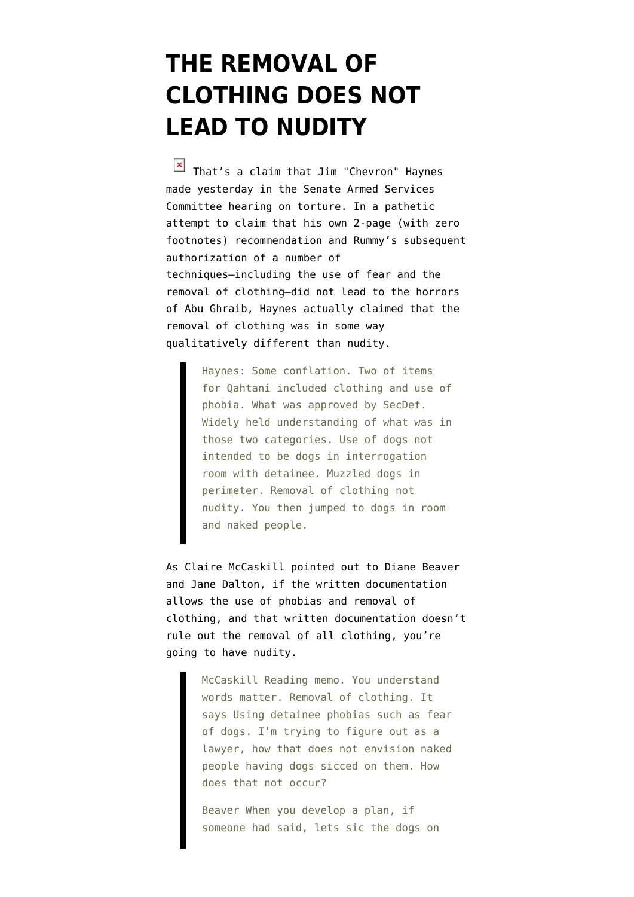# THE REMOVAL OF CLOTHING DOES NOT LEAD TO NUDITY

That's a claim that Jim "Chevron" Haynes made yesterday in the Senate Armed Services Committee hearing on torture. In a pathetic attempt to claim that his own 2-page (with zero footnotes) recommendation and Rummy's subsequent authorization of a number of techniques–including the use of fear and the removal of clothing–did not lead to the horrors of Abu Ghraib, Haynes actually claimed that the removal of clothing was in some way qualitatively different than nudity.

> Haynes: Some conflation. Two of items for Qahtani included clothing and use of phobia. What was approved by SecDef. Widely held understanding of what was in those two categories. Use of dogs not intended to be dogs in interrogation room with detainee. Muzzled dogs in perimeter. Removal of clothing not nudity. You then jumped to dogs in room and naked people.

As Claire McCaskill pointed out to Diane Beaver and Jane Dalton, if the written documentation allows the use of phobias and removal of clothing, and that written documentation doesn't rule out the removal of all clothing, you're going to have nudity.

> McCaskill Reading memo. You understand words matter. Removal of clothing. It says Using detainee phobias such as fear of dogs. I'm trying to figure out as a lawyer, how that does not envision naked people having dogs sicced on them. How does that not occur?
>
> Beaver When you develop a plan, if someone had said, lets sic the dogs on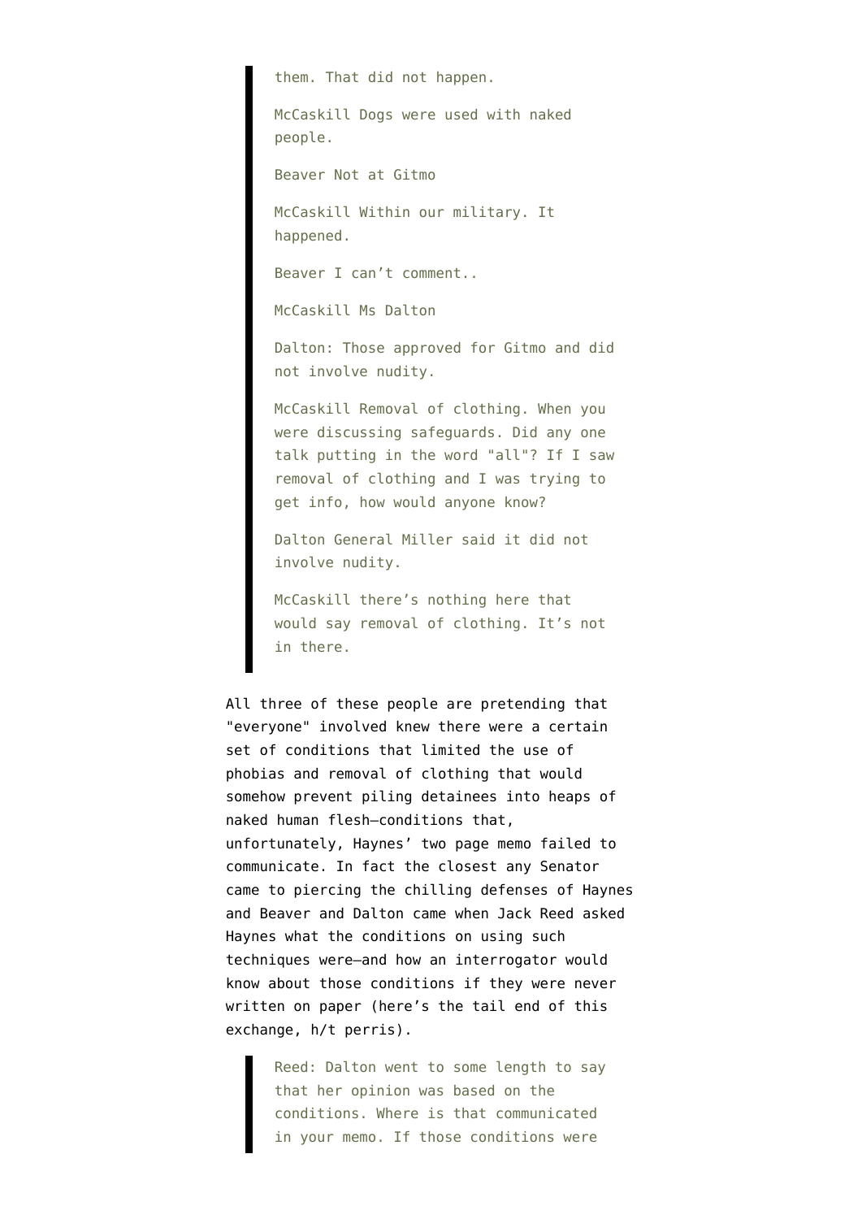> them. That did not happen.
>
> McCaskill Dogs were used with naked people.
>
> Beaver Not at Gitmo
>
> McCaskill Within our military. It happened.
>
> Beaver I can't comment..
>
> McCaskill Ms Dalton
>
> Dalton: Those approved for Gitmo and did not involve nudity.
>
> McCaskill Removal of clothing. When you were discussing safeguards. Did any one talk putting in the word "all"? If I saw removal of clothing and I was trying to get info, how would anyone know?
>
> Dalton General Miller said it did not involve nudity.
>
> McCaskill there's nothing here that would say removal of clothing. It's not in there.

All three of these people are pretending that "everyone" involved knew there were a certain set of conditions that limited the use of phobias and removal of clothing that would somehow prevent piling detainees into heaps of naked human flesh—conditions that, unfortunately, Haynes' two page memo failed to communicate. In fact the closest any Senator came to piercing the chilling defenses of Haynes and Beaver and Dalton came when Jack Reed asked Haynes what the conditions on using such techniques were—and how an interrogator would know about those conditions if they were never written on paper (here's the tail end of this exchange, h/t perris).

> Reed: Dalton went to some length to say that her opinion was based on the conditions. Where is that communicated in your memo. If those conditions were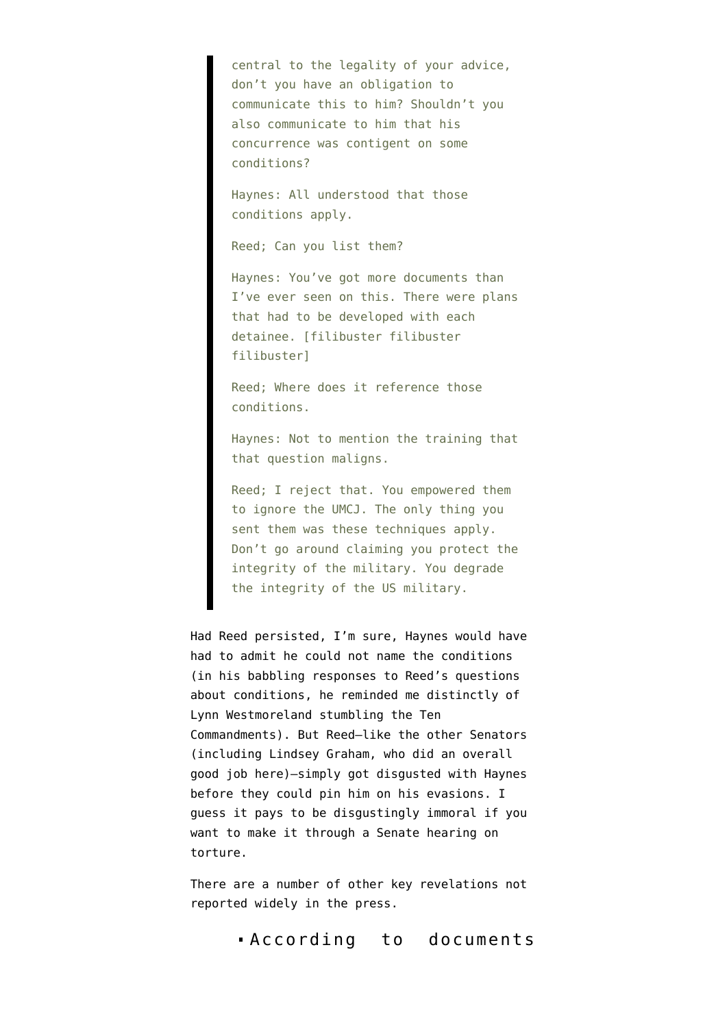> central to the legality of your advice, don't you have an obligation to communicate this to him? Shouldn't you also communicate to him that his concurrence was contigent on some conditions?
>
> Haynes: All understood that those conditions apply.
>
> Reed; Can you list them?
>
> Haynes: You've got more documents than I've ever seen on this. There were plans that had to be developed with each detainee. [filibuster filibuster filibuster]
>
> Reed; Where does it reference those conditions.
>
> Haynes: Not to mention the training that that question maligns.
>
> Reed; I reject that. You empowered them to ignore the UMCJ. The only thing you sent them was these techniques apply. Don't go around claiming you protect the integrity of the military. You degrade the integrity of the US military.

Had Reed persisted, I'm sure, Haynes would have had to admit he could not name the conditions (in his babbling responses to Reed's questions about conditions, he reminded me distinctly of Lynn Westmoreland stumbling the Ten Commandments). But Reed–like the other Senators (including Lindsey Graham, who did an overall good job here)–simply got disgusted with Haynes before they could pin him on his evasions. I guess it pays to be disgustingly immoral if you want to make it through a Senate hearing on torture.

There are a number of other key revelations not reported widely in the press.

- According to documents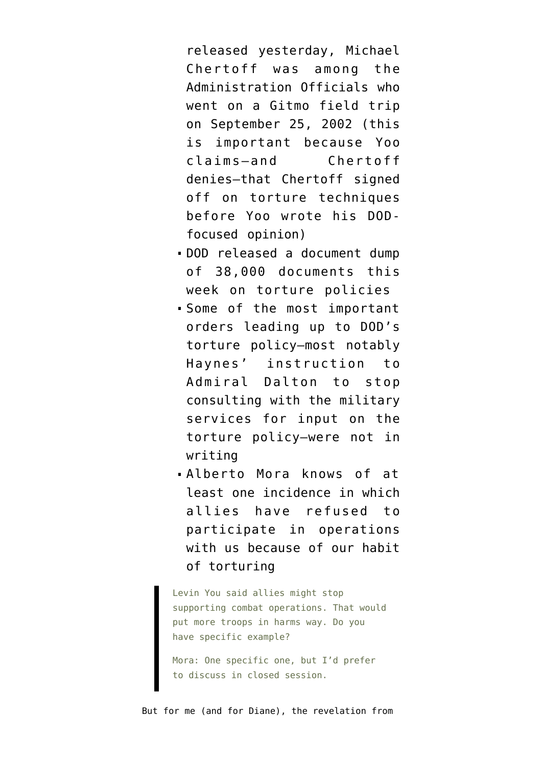released yesterday, Michael Chertoff was among the Administration Officials who went on a Gitmo field trip on September 25, 2002 (this is important because Yoo claims–and Chertoff denies–that Chertoff signed off on torture techniques before Yoo wrote his DOD-focused opinion)

- DOD released a document dump of 38,000 documents this week on torture policies
- Some of the most important orders leading up to DOD's torture policy–most notably Haynes' instruction to Admiral Dalton to stop consulting with the military services for input on the torture policy–were not in writing
- Alberto Mora knows of at least one incidence in which allies have refused to participate in operations with us because of our habit of torturing

> Levin You said allies might stop supporting combat operations. That would put more troops in harms way. Do you have specific example?
>
> Mora: One specific one, but I'd prefer to discuss in closed session.

But for me (and for Diane), the revelation from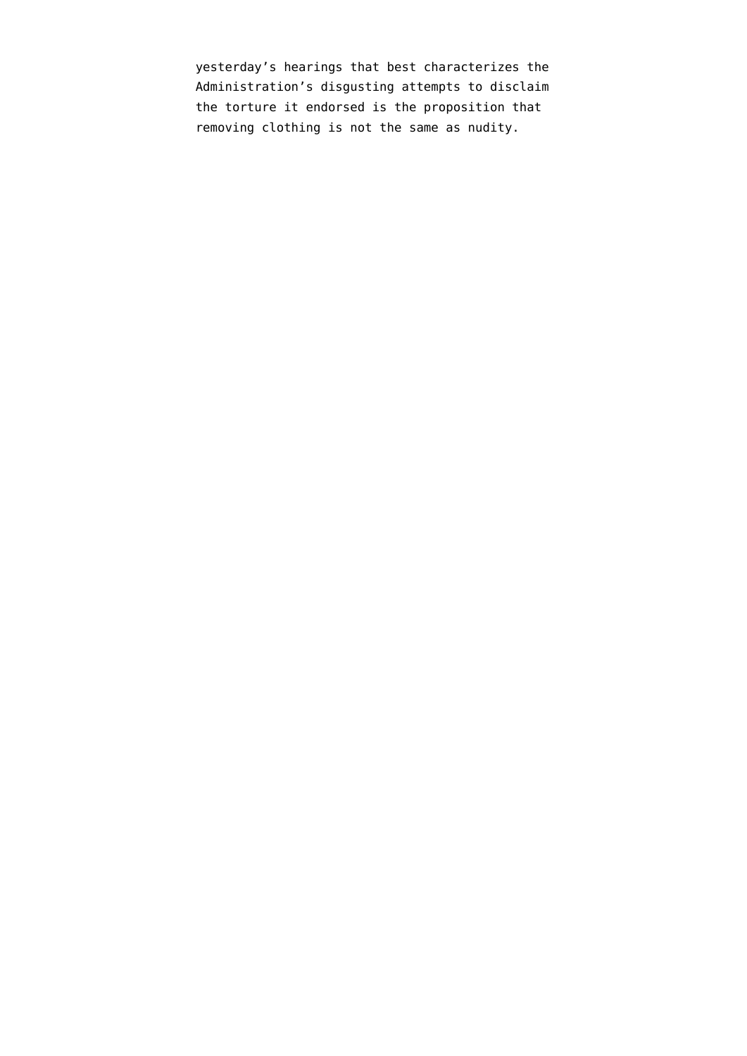yesterday's hearings that best characterizes the Administration's disgusting attempts to disclaim the torture it endorsed is the proposition that removing clothing is not the same as nudity.